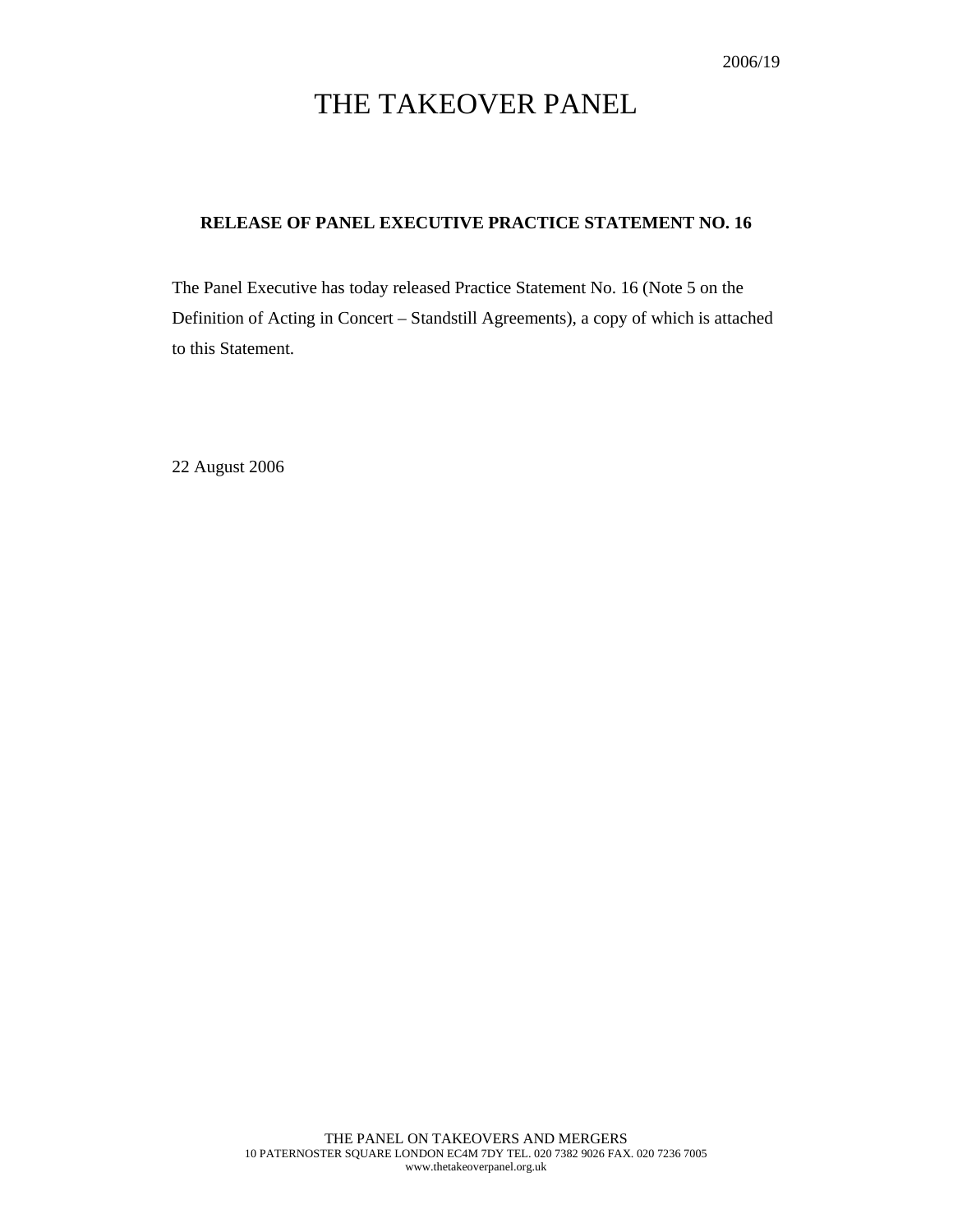2006/19

# THE TAKEOVER PANEL

**RELEASE OF PANEL EXECUTIVE PRACTICE STATEMENT NO. 16**

The Panel Executive has today released Practice Statement No. 16 (Note 5 on the Definition of Acting in Concert – Standstill Agreements), a copy of which is attached to this Statement.

22 August 2006

THE PANEL ON TAKEOVERS AND MERGERS
10 PATERNOSTER SQUARE LONDON EC4M 7DY TEL. 020 7382 9026 FAX. 020 7236 7005
www.thetakeoverpanel.org.uk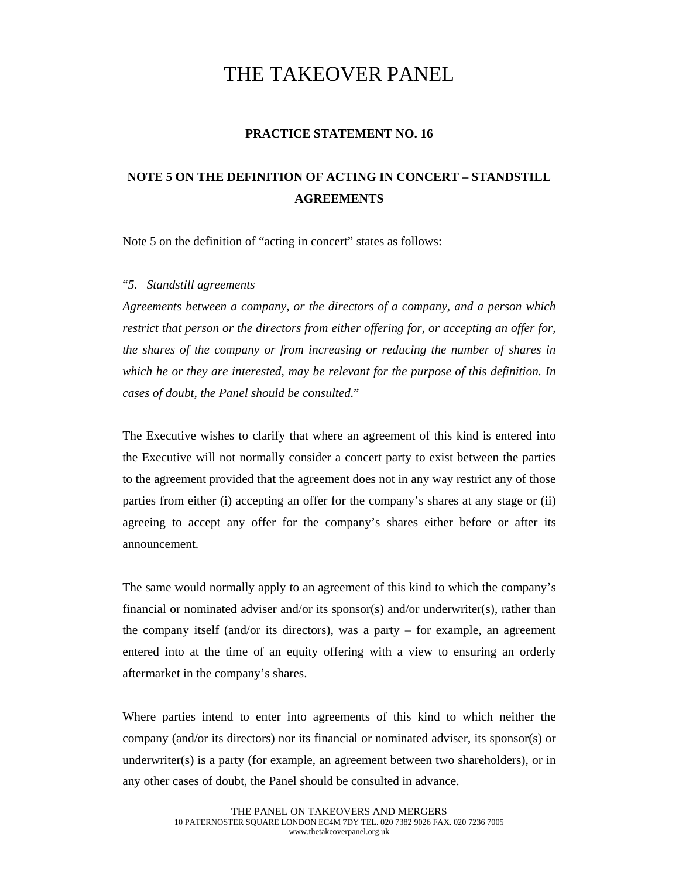# THE TAKEOVER PANEL

**PRACTICE STATEMENT NO. 16**

**NOTE 5 ON THE DEFINITION OF ACTING IN CONCERT – STANDSTILL AGREEMENTS**

Note 5 on the definition of "acting in concert" states as follows:

"*5. Standstill agreements*
*Agreements between a company, or the directors of a company, and a person which restrict that person or the directors from either offering for, or accepting an offer for, the shares of the company or from increasing or reducing the number of shares in which he or they are interested, may be relevant for the purpose of this definition. In cases of doubt, the Panel should be consulted.*"

The Executive wishes to clarify that where an agreement of this kind is entered into the Executive will not normally consider a concert party to exist between the parties to the agreement provided that the agreement does not in any way restrict any of those parties from either (i) accepting an offer for the company's shares at any stage or (ii) agreeing to accept any offer for the company's shares either before or after its announcement.

The same would normally apply to an agreement of this kind to which the company's financial or nominated adviser and/or its sponsor(s) and/or underwriter(s), rather than the company itself (and/or its directors), was a party – for example, an agreement entered into at the time of an equity offering with a view to ensuring an orderly aftermarket in the company's shares.

Where parties intend to enter into agreements of this kind to which neither the company (and/or its directors) nor its financial or nominated adviser, its sponsor(s) or underwriter(s) is a party (for example, an agreement between two shareholders), or in any other cases of doubt, the Panel should be consulted in advance.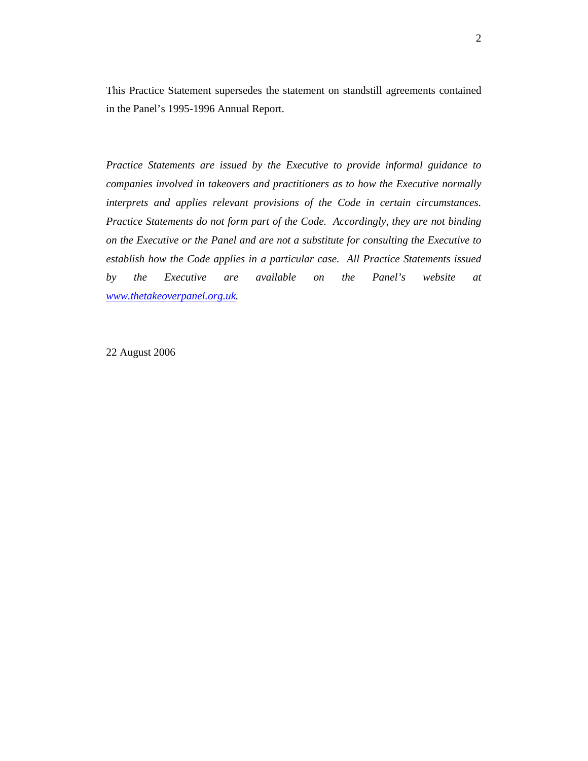This Practice Statement supersedes the statement on standstill agreements contained in the Panel's 1995-1996 Annual Report.

*Practice Statements are issued by the Executive to provide informal guidance to companies involved in takeovers and practitioners as to how the Executive normally interprets and applies relevant provisions of the Code in certain circumstances. Practice Statements do not form part of the Code. Accordingly, they are not binding on the Executive or the Panel and are not a substitute for consulting the Executive to establish how the Code applies in a particular case. All Practice Statements issued by the Executive are available on the Panel's website at [www.thetakeoverpanel.org.uk](http://www.thetakeoverpanel.org.uk).*

22 August 2006